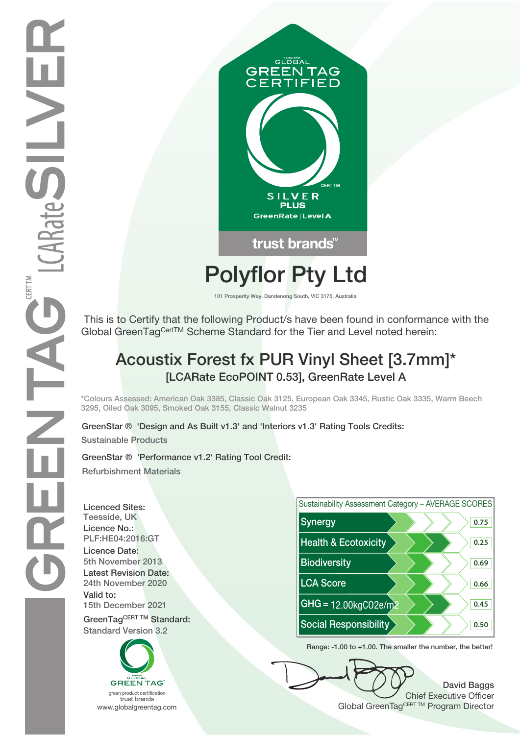GLOBAL GREEN TAG CERTIFIED

SILVER PLUS

GreenRate | Level A

trust brands™

# Polyflor Pty Ltd

101 Prosperity Way, Dandenong South, VIC 3175, Australia

This is to Certify that the following Product/s have been found in conformance with the Global GreenTag[CertTM] Scheme Standard for the Tier and Level noted herein:

## Acoustix Forest fx PUR Vinyl Sheet [3.7mm]*

### [LCARate EcoPOINT 0.53], GreenRate Level A

*Colours Assessed: American Oak 3385, Classic Oak 3125, European Oak 3345, Rustic Oak 3335, Warm Beech 3295, Oiled Oak 3095, Smoked Oak 3155, Classic Walnut 3235

GreenStar ® 'Design and As Built v1.3' and 'Interiors v1.3' Rating Tools Credits:

Sustainable Products

GreenStar ® 'Performance v1.2' Rating Tool Credit:

Refurbishment Materials

**Licenced Sites:**
Teesside, UK

**Licence No.:**
PLF:HE04:2016:GT

**Licence Date:**
5th November 2013

**Latest Revision Date:**
24th November 2020

**Valid to:**
15th December 2021

**GreenTag[CERT TM] Standard:**
Standard Version 3.2

| Sustainability Assessment Category – AVERAGE SCORES | |
|---|---|
| Synergy | 0.75 |
| Health & Ecotoxicity | 0.25 |
| Biodiversity | 0.69 |
| LCA Score | 0.66 |
| GHG = 12.00kgC02e/m2 | 0.45 |
| Social Responsibility | 0.50 |

Range: -1.00 to +1.00. The smaller the number, the better!

GLOBAL GREEN TAG
green product certification
trust brands
www.globalgreentag.com

David Baggs
Chief Executive Officer
Global GreenTag[CERT TM] Program Director

GREENTAG[CERT TM] LCARate SILVER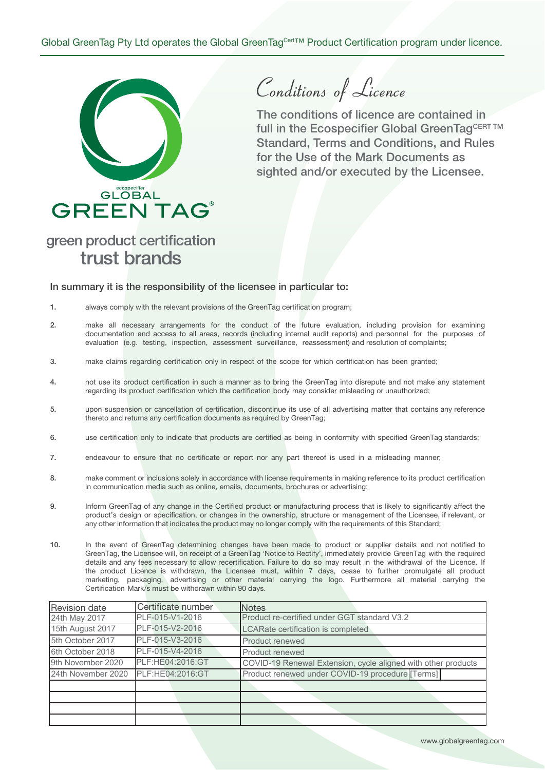Global GreenTag Pty Ltd operates the Global GreenTag[Cert]™ Product Certification program under licence.

ecospecifier
GLOBAL
GREEN TAG®

green product certification
trust brands

# Conditions of Licence

**The conditions of licence are contained in full in the Ecospecifier Global GreenTag[CERT TM] Standard, Terms and Conditions, and Rules for the Use of the Mark Documents as sighted and/or executed by the Licensee.**

## In summary it is the responsibility of the licensee in particular to:

1. always comply with the relevant provisions of the GreenTag certification program;
2. make all necessary arrangements for the conduct of the future evaluation, including provision for examining documentation and access to all areas, records (including internal audit reports) and personnel for the purposes of evaluation (e.g. testing, inspection, assessment surveillance, reassessment) and resolution of complaints;
3. make claims regarding certification only in respect of the scope for which certification has been granted;
4. not use its product certification in such a manner as to bring the GreenTag into disrepute and not make any statement regarding its product certification which the certification body may consider misleading or unauthorized;
5. upon suspension or cancellation of certification, discontinue its use of all advertising matter that contains any reference thereto and returns any certification documents as required by GreenTag;
6. use certification only to indicate that products are certified as being in conformity with specified GreenTag standards;
7. endeavour to ensure that no certificate or report nor any part thereof is used in a misleading manner;
8. make comment or inclusions solely in accordance with license requirements in making reference to its product certification in communication media such as online, emails, documents, brochures or advertising;
9. Inform GreenTag of any change in the Certified product or manufacturing process that is likely to significantly affect the product's design or specification, or changes in the ownership, structure or management of the Licensee, if relevant, or any other information that indicates the product may no longer comply with the requirements of this Standard;
10. In the event of GreenTag determining changes have been made to product or supplier details and not notified to GreenTag, the Licensee will, on receipt of a GreenTag 'Notice to Rectify', immediately provide GreenTag with the required details and any fees necessary to allow recertification. Failure to do so may result in the withdrawal of the Licence. If the product Licence is withdrawn, the Licensee must, within 7 days, cease to further promulgate all product marketing, packaging, advertising or other material carrying the logo. Furthermore all material carrying the Certification Mark/s must be withdrawn within 90 days.

| Revision date | Certificate number | Notes |
|---|---|---|
| 24th May 2017 | PLF-015-V1-2016 | Product re-certified under GGT standard V3.2 |
| 15th August 2017 | PLF-015-V2-2016 | LCARate certification is completed |
| 5th October 2017 | PLF-015-V3-2016 | Product renewed |
| 6th October 2018 | PLF-015-V4-2016 | Product renewed |
| 9th November 2020 | PLF:HE04:2016:GT | COVID-19 Renewal Extension, cycle aligned with other products |
| 24th November 2020 | PLF:HE04:2016:GT | Product renewed under COVID-19 procedure [Terms] |
| | | |
| | | |
| | | |
| | | |

www.globalgreentag.com